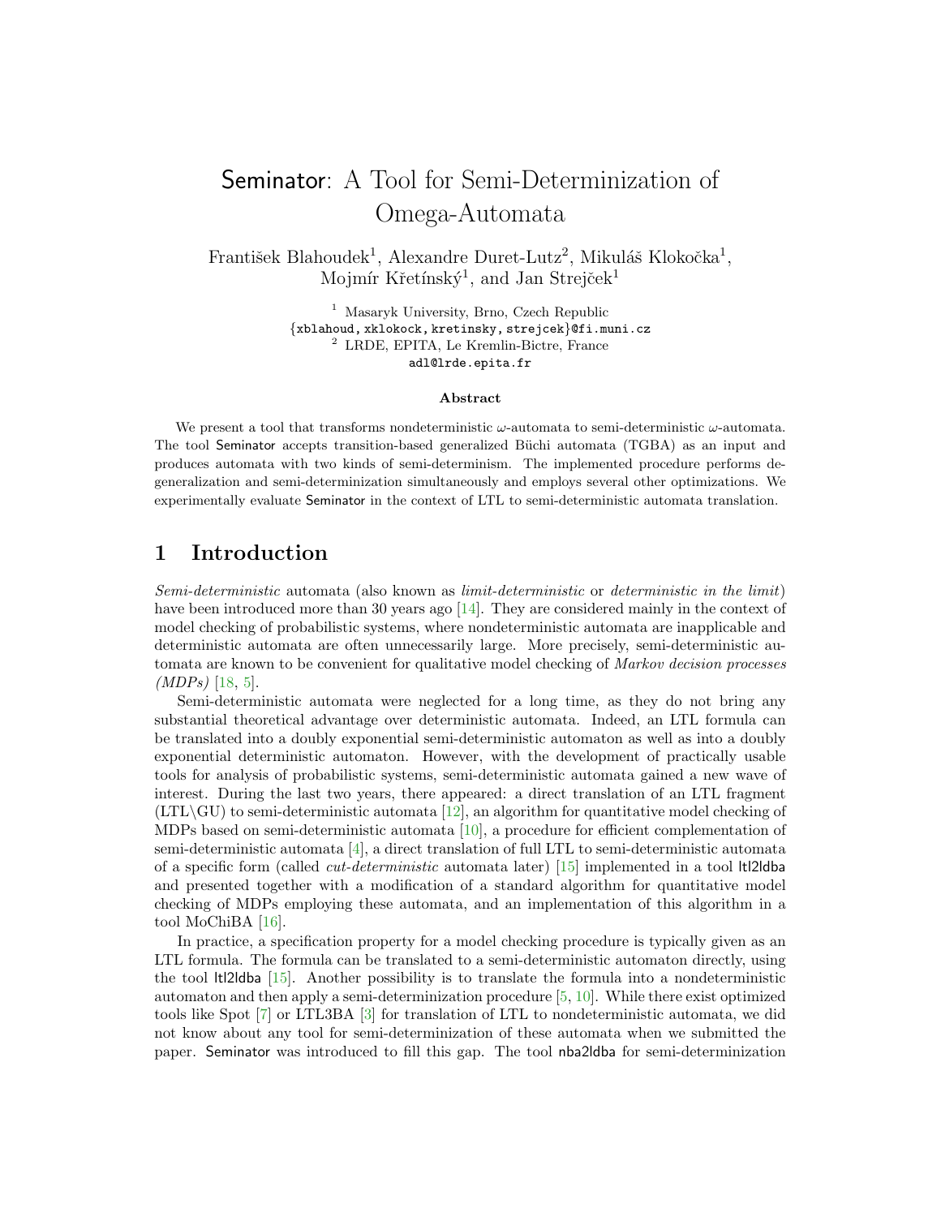# Seminator: A Tool for Semi-Determinization of Omega-Automata

František Blahoudek[1], Alexandre Duret-Lutz[2], Mikuláš Klokočka[1], Mojmír Křetínský[1], and Jan Strejček[1]

[1] Masaryk University, Brno, Czech Republic
{xblahoud, xklokock, kretinsky, strejcek}@fi.muni.cz
[2] LRDE, EPITA, Le Kremlin-Bictre, France
adl@lrde.epita.fr

### Abstract

We present a tool that transforms nondeterministic $\omega$-automata to semi-deterministic $\omega$-automata. The tool Seminator accepts transition-based generalized Büchi automata (TGBA) as an input and produces automata with two kinds of semi-determinism. The implemented procedure performs degeneralization and semi-determinization simultaneously and employs several other optimizations. We experimentally evaluate Seminator in the context of LTL to semi-deterministic automata translation.

## 1 Introduction

*Semi-deterministic* automata (also known as *limit-deterministic* or *deterministic in the limit*) have been introduced more than 30 years ago [14]. They are considered mainly in the context of model checking of probabilistic systems, where nondeterministic automata are inapplicable and deterministic automata are often unnecessarily large. More precisely, semi-deterministic automata are known to be convenient for qualitative model checking of *Markov decision processes (MDPs)* [18, 5].

Semi-deterministic automata were neglected for a long time, as they do not bring any substantial theoretical advantage over deterministic automata. Indeed, an LTL formula can be translated into a doubly exponential semi-deterministic automaton as well as into a doubly exponential deterministic automaton. However, with the development of practically usable tools for analysis of probabilistic systems, semi-deterministic automata gained a new wave of interest. During the last two years, there appeared: a direct translation of an LTL fragment (LTL$\setminus$GU) to semi-deterministic automata [12], an algorithm for quantitative model checking of MDPs based on semi-deterministic automata [10], a procedure for efficient complementation of semi-deterministic automata [4], a direct translation of full LTL to semi-deterministic automata of a specific form (called *cut-deterministic* automata later) [15] implemented in a tool ltl2ldba and presented together with a modification of a standard algorithm for quantitative model checking of MDPs employing these automata, and an implementation of this algorithm in a tool MoChiBA [16].

In practice, a specification property for a model checking procedure is typically given as an LTL formula. The formula can be translated to a semi-deterministic automaton directly, using the tool ltl2ldba [15]. Another possibility is to translate the formula into a nondeterministic automaton and then apply a semi-determinization procedure [5, 10]. While there exist optimized tools like Spot [7] or LTL3BA [3] for translation of LTL to nondeterministic automata, we did not know about any tool for semi-determinization of these automata when we submitted the paper. Seminator was introduced to fill this gap. The tool nba2ldba for semi-determinization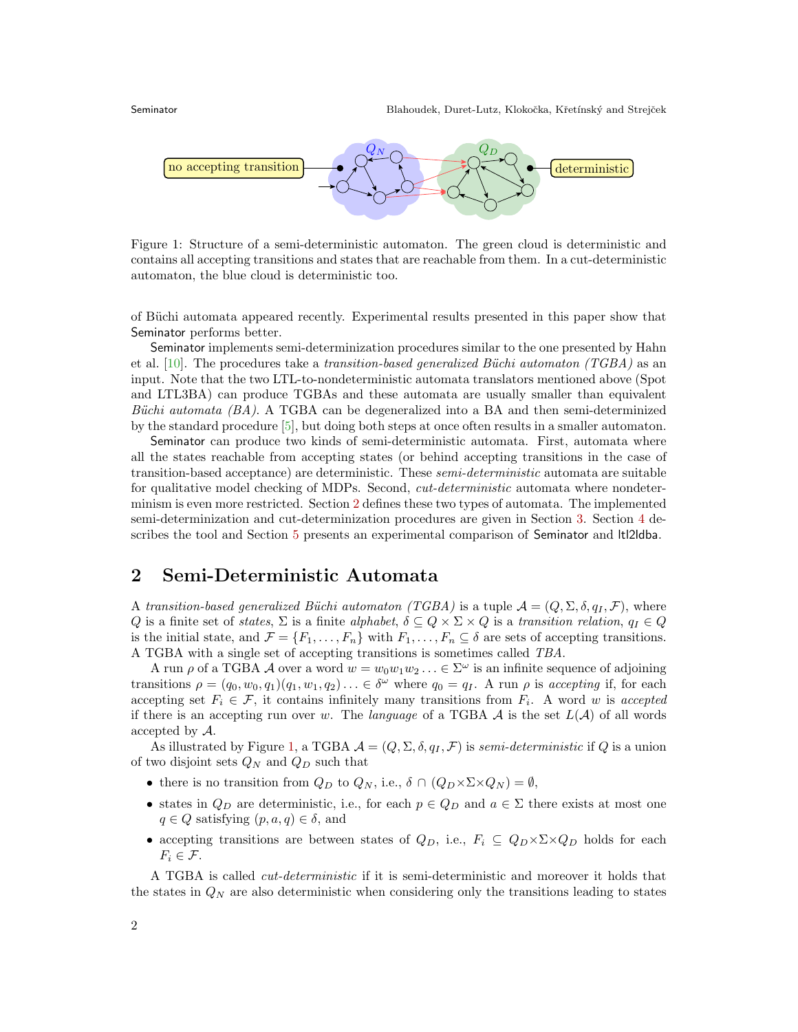Figure 1: Structure of a semi-deterministic automaton. The green cloud is deterministic and contains all accepting transitions and states that are reachable from them. In a cut-deterministic automaton, the blue cloud is deterministic too.

of Büchi automata appeared recently. Experimental results presented in this paper show that Seminator performs better.

Seminator implements semi-determinization procedures similar to the one presented by Hahn et al. [10]. The procedures take a *transition-based generalized Büchi automaton (TGBA)* as an input. Note that the two LTL-to-nondeterministic automata translators mentioned above (Spot and LTL3BA) can produce TGBAs and these automata are usually smaller than equivalent *Büchi automata (BA)*. A TGBA can be degeneralized into a BA and then semi-determinized by the standard procedure [5], but doing both steps at once often results in a smaller automaton.

Seminator can produce two kinds of semi-deterministic automata. First, automata where all the states reachable from accepting states (or behind accepting transitions in the case of transition-based acceptance) are deterministic. These *semi-deterministic* automata are suitable for qualitative model checking of MDPs. Second, *cut-deterministic* automata where nondeterminism is even more restricted. Section 2 defines these two types of automata. The implemented semi-determinization and cut-determinization procedures are given in Section 3. Section 4 describes the tool and Section 5 presents an experimental comparison of Seminator and ltl2ldba.

## 2 Semi-Deterministic Automata

A *transition-based generalized Büchi automaton (TGBA)* is a tuple $\mathcal{A} = (Q, \Sigma, \delta, q_I, \mathcal{F})$, where $Q$ is a finite set of *states*, $\Sigma$ is a finite *alphabet*, $\delta \subseteq Q \times \Sigma \times Q$ is a *transition relation*, $q_I \in Q$ is the initial state, and $\mathcal{F} = \{F_1, \ldots, F_n\}$ with $F_1, \ldots, F_n \subseteq \delta$ are sets of accepting transitions. A TGBA with a single set of accepting transitions is sometimes called *TBA*.

A run $\rho$ of a TGBA $\mathcal{A}$ over a word $w = w_0 w_1 w_2 \ldots \in \Sigma^\omega$ is an infinite sequence of adjoining transitions $\rho = (q_0, w_0, q_1)(q_1, w_1, q_2) \ldots \in \delta^\omega$ where $q_0 = q_I$. A run $\rho$ is *accepting* if, for each accepting set $F_i \in \mathcal{F}$, it contains infinitely many transitions from $F_i$. A word $w$ is *accepted* if there is an accepting run over $w$. The *language* of a TGBA $\mathcal{A}$ is the set $L(\mathcal{A})$ of all words accepted by $\mathcal{A}$.

As illustrated by Figure 1, a TGBA $\mathcal{A} = (Q, \Sigma, \delta, q_I, \mathcal{F})$ is *semi-deterministic* if $Q$ is a union of two disjoint sets $Q_N$ and $Q_D$ such that

- there is no transition from $Q_D$ to $Q_N$, i.e., $\delta \cap (Q_D \times \Sigma \times Q_N) = \emptyset$,
- states in $Q_D$ are deterministic, i.e., for each $p \in Q_D$ and $a \in \Sigma$ there exists at most one $q \in Q$ satisfying $(p, a, q) \in \delta$, and
- accepting transitions are between states of $Q_D$, i.e., $F_i \subseteq Q_D \times \Sigma \times Q_D$ holds for each $F_i \in \mathcal{F}$.

A TGBA is called *cut-deterministic* if it is semi-deterministic and moreover it holds that the states in $Q_N$ are also deterministic when considering only the transitions leading to states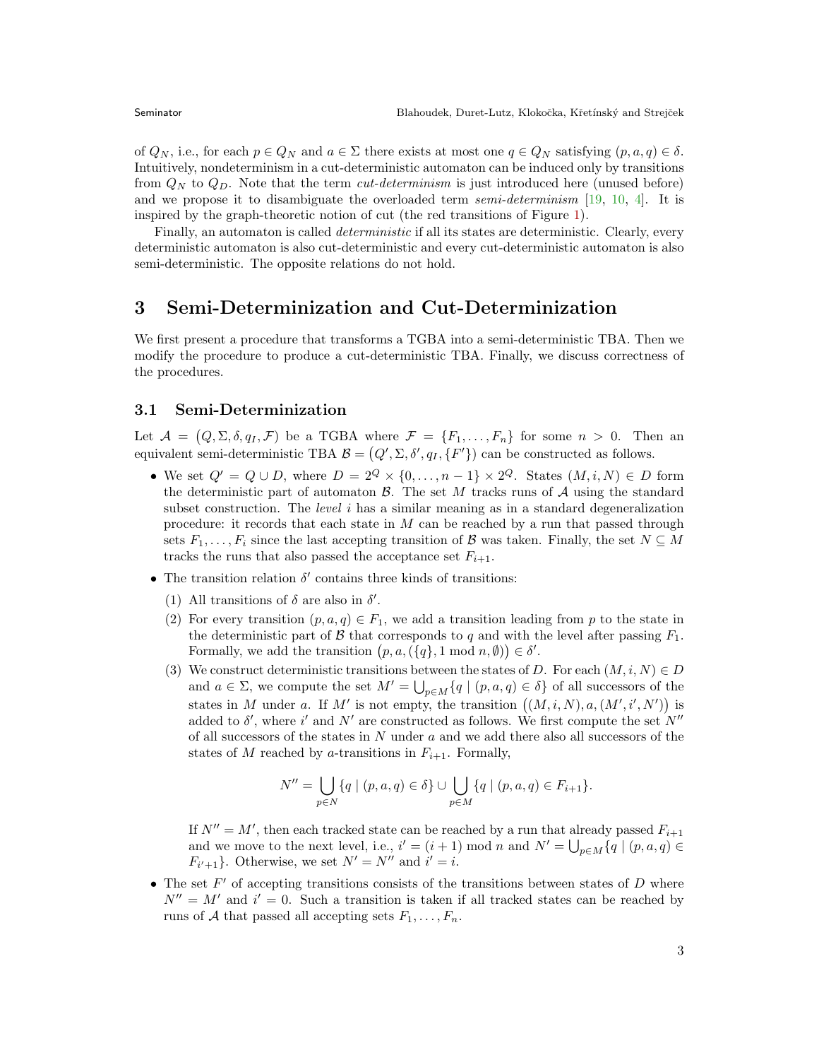of $Q_N$, i.e., for each $p \in Q_N$ and $a \in \Sigma$ there exists at most one $q \in Q_N$ satisfying $(p, a, q) \in \delta$. Intuitively, nondeterminism in a cut-deterministic automaton can be induced only by transitions from $Q_N$ to $Q_D$. Note that the term *cut-determinism* is just introduced here (unused before) and we propose it to disambiguate the overloaded term *semi-determinism* [19, 10, 4]. It is inspired by the graph-theoretic notion of cut (the red transitions of Figure 1).

Finally, an automaton is called *deterministic* if all its states are deterministic. Clearly, every deterministic automaton is also cut-deterministic and every cut-deterministic automaton is also semi-deterministic. The opposite relations do not hold.

# 3 Semi-Determinization and Cut-Determinization

We first present a procedure that transforms a TGBA into a semi-deterministic TBA. Then we modify the procedure to produce a cut-deterministic TBA. Finally, we discuss correctness of the procedures.

## 3.1 Semi-Determinization

Let $\mathcal{A} = (Q, \Sigma, \delta, q_I, \mathcal{F})$ be a TGBA where $\mathcal{F} = \{F_1, \ldots, F_n\}$ for some $n > 0$. Then an equivalent semi-deterministic TBA $\mathcal{B} = (Q', \Sigma, \delta', q_I, \{F'\})$ can be constructed as follows.

- We set $Q' = Q \cup D$, where $D = 2^Q \times \{0, \ldots, n-1\} \times 2^Q$. States $(M, i, N) \in D$ form the deterministic part of automaton $\mathcal{B}$. The set $M$ tracks runs of $\mathcal{A}$ using the standard subset construction. The *level* $i$ has a similar meaning as in a standard degeneralization procedure: it records that each state in $M$ can be reached by a run that passed through sets $F_1, \ldots, F_i$ since the last accepting transition of $\mathcal{B}$ was taken. Finally, the set $N \subseteq M$ tracks the runs that also passed the acceptance set $F_{i+1}$.
- The transition relation $\delta'$ contains three kinds of transitions:
  1. All transitions of $\delta$ are also in $\delta'$.
  2. For every transition $(p, a, q) \in F_1$, we add a transition leading from $p$ to the state in the deterministic part of $\mathcal{B}$ that corresponds to $q$ and with the level after passing $F_1$. Formally, we add the transition $\big(p, a, (\{q\}, 1 \bmod n, \emptyset)\big) \in \delta'$.
  3. We construct deterministic transitions between the states of $D$. For each $(M, i, N) \in D$ and $a \in \Sigma$, we compute the set $M' = \bigcup_{p \in M} \{q \mid (p, a, q) \in \delta\}$ of all successors of the states in $M$ under $a$. If $M'$ is not empty, the transition $\big((M, i, N), a, (M', i', N')\big)$ is added to $\delta'$, where $i'$ and $N'$ are constructed as follows. We first compute the set $N''$ of all successors of the states in $N$ under $a$ and we add there also all successors of the states of $M$ reached by $a$-transitions in $F_{i+1}$. Formally,
  $$N'' = \bigcup_{p \in N} \{q \mid (p, a, q) \in \delta\} \cup \bigcup_{p \in M} \{q \mid (p, a, q) \in F_{i+1}\}.$$
  If $N'' = M'$, then each tracked state can be reached by a run that already passed $F_{i+1}$ and we move to the next level, i.e., $i' = (i+1) \bmod n$ and $N' = \bigcup_{p \in M} \{q \mid (p, a, q) \in F_{i'+1}\}$. Otherwise, we set $N' = N''$ and $i' = i$.
- The set $F'$ of accepting transitions consists of the transitions between states of $D$ where $N'' = M'$ and $i' = 0$. Such a transition is taken if all tracked states can be reached by runs of $\mathcal{A}$ that passed all accepting sets $F_1, \ldots, F_n$.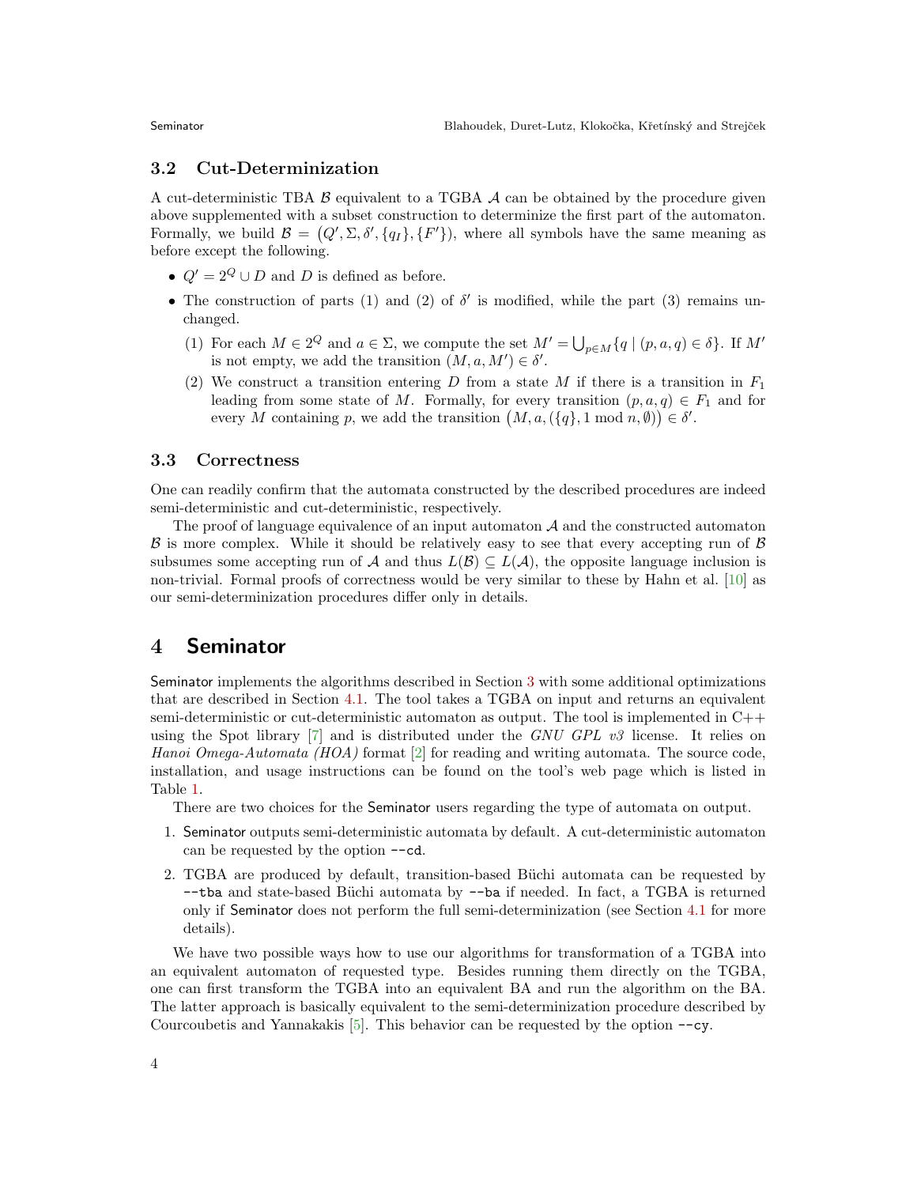### 3.2 Cut-Determinization

A cut-deterministic TBA $\mathcal{B}$ equivalent to a TGBA $\mathcal{A}$ can be obtained by the procedure given above supplemented with a subset construction to determinize the first part of the automaton. Formally, we build $\mathcal{B} = \big(Q', \Sigma, \delta', \{q_I\}, \{F'\}\big)$, where all symbols have the same meaning as before except the following.

- $Q' = 2^Q \cup D$ and $D$ is defined as before.
- The construction of parts (1) and (2) of $\delta'$ is modified, while the part (3) remains unchanged.
  1. For each $M \in 2^Q$ and $a \in \Sigma$, we compute the set $M' = \bigcup_{p \in M}\{q \mid (p, a, q) \in \delta\}$. If $M'$ is not empty, we add the transition $(M, a, M') \in \delta'$.
  2. We construct a transition entering $D$ from a state $M$ if there is a transition in $F_1$ leading from some state of $M$. Formally, for every transition $(p, a, q) \in F_1$ and for every $M$ containing $p$, we add the transition $\big(M, a, (\{q\}, 1 \bmod n, \emptyset)\big) \in \delta'$.

### 3.3 Correctness

One can readily confirm that the automata constructed by the described procedures are indeed semi-deterministic and cut-deterministic, respectively.

The proof of language equivalence of an input automaton $\mathcal{A}$ and the constructed automaton $\mathcal{B}$ is more complex. While it should be relatively easy to see that every accepting run of $\mathcal{B}$ subsumes some accepting run of $\mathcal{A}$ and thus $L(\mathcal{B}) \subseteq L(\mathcal{A})$, the opposite language inclusion is non-trivial. Formal proofs of correctness would be very similar to these by Hahn et al. [10] as our semi-determinization procedures differ only in details.

## 4 Seminator

Seminator implements the algorithms described in Section 3 with some additional optimizations that are described in Section 4.1. The tool takes a TGBA on input and returns an equivalent semi-deterministic or cut-deterministic automaton as output. The tool is implemented in C++ using the Spot library [7] and is distributed under the *GNU GPL v3* license. It relies on *Hanoi Omega-Automata (HOA)* format [2] for reading and writing automata. The source code, installation, and usage instructions can be found on the tool's web page which is listed in Table 1.

There are two choices for the Seminator users regarding the type of automata on output.

1. Seminator outputs semi-deterministic automata by default. A cut-deterministic automaton can be requested by the option `--cd`.
2. TGBA are produced by default, transition-based Büchi automata can be requested by `--tba` and state-based Büchi automata by `--ba` if needed. In fact, a TGBA is returned only if Seminator does not perform the full semi-determinization (see Section 4.1 for more details).

We have two possible ways how to use our algorithms for transformation of a TGBA into an equivalent automaton of requested type. Besides running them directly on the TGBA, one can first transform the TGBA into an equivalent BA and run the algorithm on the BA. The latter approach is basically equivalent to the semi-determinization procedure described by Courcoubetis and Yannakakis [5]. This behavior can be requested by the option `--cy`.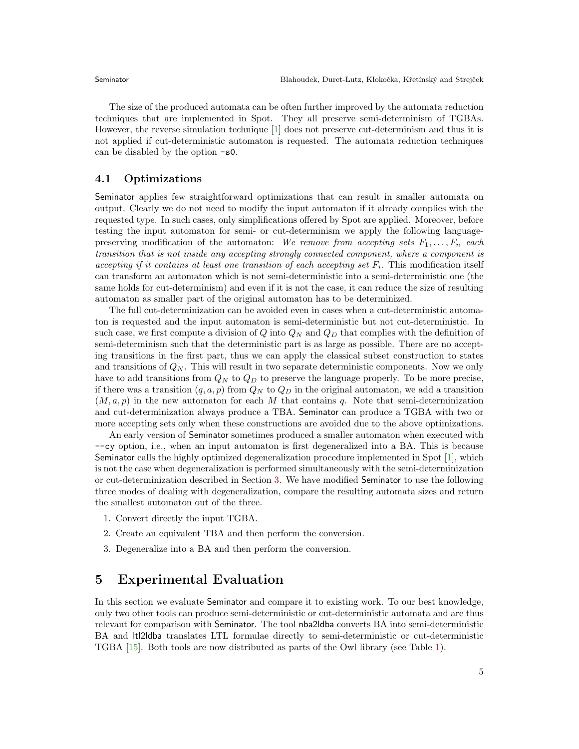The size of the produced automata can be often further improved by the automata reduction techniques that are implemented in Spot. They all preserve semi-determinism of TGBAs. However, the reverse simulation technique [1] does not preserve cut-determinism and thus it is not applied if cut-deterministic automaton is requested. The automata reduction techniques can be disabled by the option `-s0`.

### 4.1 Optimizations

Seminator applies few straightforward optimizations that can result in smaller automata on output. Clearly we do not need to modify the input automaton if it already complies with the requested type. In such cases, only simplifications offered by Spot are applied. Moreover, before testing the input automaton for semi- or cut-determinism we apply the following language-preserving modification of the automaton: *We remove from accepting sets $F_1, \ldots, F_n$ each transition that is not inside any accepting strongly connected component, where a component is accepting if it contains at least one transition of each accepting set $F_i$.* This modification itself can transform an automaton which is not semi-deterministic into a semi-deterministic one (the same holds for cut-determinism) and even if it is not the case, it can reduce the size of resulting automaton as smaller part of the original automaton has to be determinized.

The full cut-determinization can be avoided even in cases when a cut-deterministic automaton is requested and the input automaton is semi-deterministic but not cut-deterministic. In such case, we first compute a division of $Q$ into $Q_N$ and $Q_D$ that complies with the definition of semi-determinism such that the deterministic part is as large as possible. There are no accepting transitions in the first part, thus we can apply the classical subset construction to states and transitions of $Q_N$. This will result in two separate deterministic components. Now we only have to add transitions from $Q_N$ to $Q_D$ to preserve the language properly. To be more precise, if there was a transition $(q, a, p)$ from $Q_N$ to $Q_D$ in the original automaton, we add a transition $(M, a, p)$ in the new automaton for each $M$ that contains $q$. Note that semi-determinization and cut-determinization always produce a TBA. Seminator can produce a TGBA with two or more accepting sets only when these constructions are avoided due to the above optimizations.

An early version of Seminator sometimes produced a smaller automaton when executed with `--cy` option, i.e., when an input automaton is first degeneralized into a BA. This is because Seminator calls the highly optimized degeneralization procedure implemented in Spot [1], which is not the case when degeneralization is performed simultaneously with the semi-determinization or cut-determinization described in Section 3. We have modified Seminator to use the following three modes of dealing with degeneralization, compare the resulting automata sizes and return the smallest automaton out of the three.

1. Convert directly the input TGBA.
2. Create an equivalent TBA and then perform the conversion.
3. Degeneralize into a BA and then perform the conversion.

## 5 Experimental Evaluation

In this section we evaluate Seminator and compare it to existing work. To our best knowledge, only two other tools can produce semi-deterministic or cut-deterministic automata and are thus relevant for comparison with Seminator. The tool nba2ldba converts BA into semi-deterministic BA and ltl2ldba translates LTL formulae directly to semi-deterministic or cut-deterministic TGBA [15]. Both tools are now distributed as parts of the Owl library (see Table 1).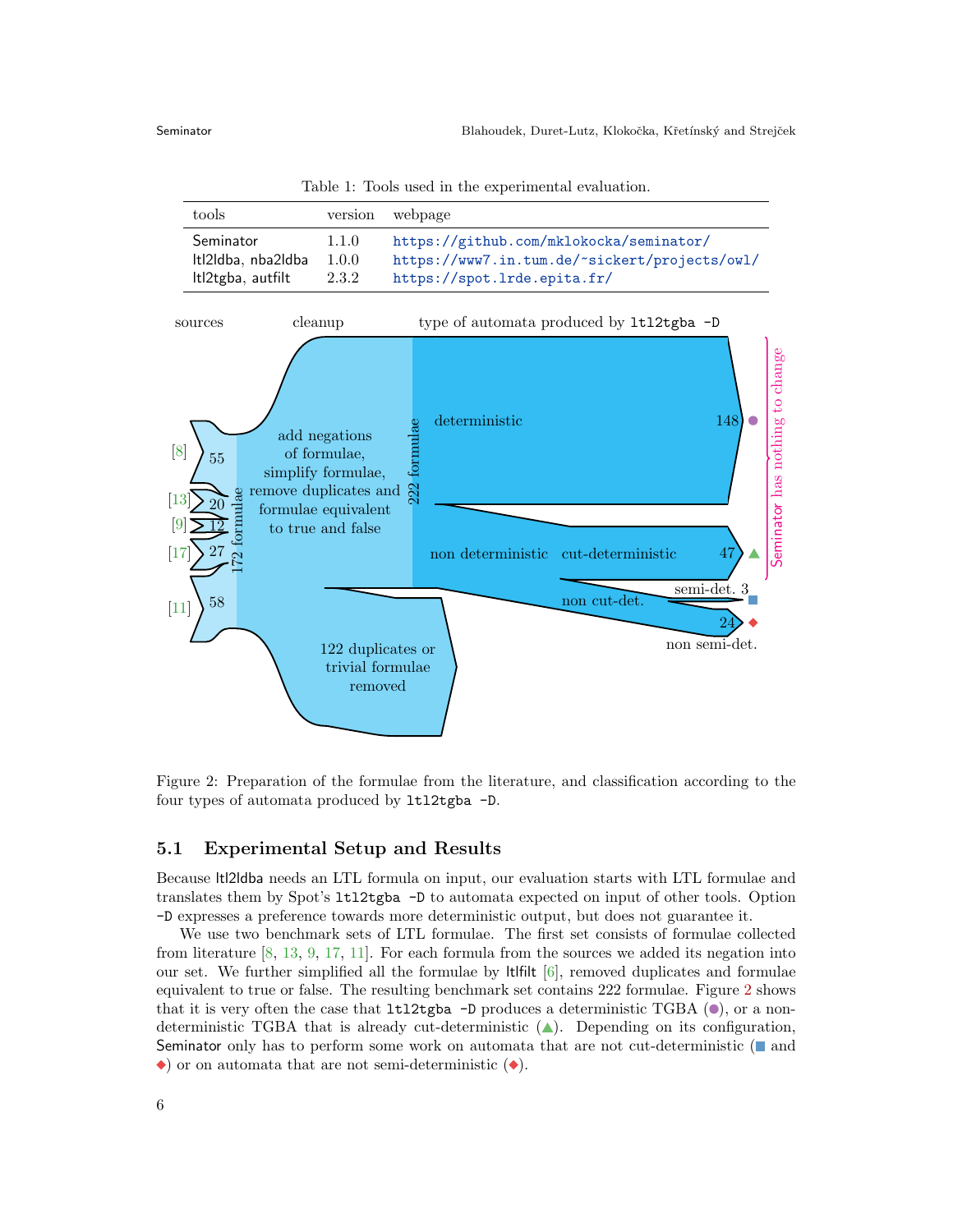Table 1: Tools used in the experimental evaluation.

| tools | version | webpage |
|---|---|---|
| Seminator | 1.1.0 | https://github.com/mklokocka/seminator/ |
| ltl2ldba, nba2ldba | 1.0.0 | https://www7.in.tum.de/~sickert/projects/owl/ |
| ltl2tgba, autfilt | 2.3.2 | https://spot.lrde.epita.fr/ |

Figure 2: Preparation of the formulae from the literature, and classification according to the four types of automata produced by `ltl2tgba -D`.

## 5.1 Experimental Setup and Results

Because ltl2ldba needs an LTL formula on input, our evaluation starts with LTL formulae and translates them by Spot's `ltl2tgba -D` to automata expected on input of other tools. Option `-D` expresses a preference towards more deterministic output, but does not guarantee it.

We use two benchmark sets of LTL formulae. The first set consists of formulae collected from literature [8, 13, 9, 17, 11]. For each formula from the sources we added its negation into our set. We further simplified all the formulae by ltlfilt [6], removed duplicates and formulae equivalent to true or false. The resulting benchmark set contains 222 formulae. Figure 2 shows that it is very often the case that `ltl2tgba -D` produces a deterministic TGBA (●), or a non-deterministic TGBA that is already cut-deterministic (▲). Depending on its configuration, Seminator only has to perform some work on automata that are not cut-deterministic (■ and ◆) or on automata that are not semi-deterministic (◆).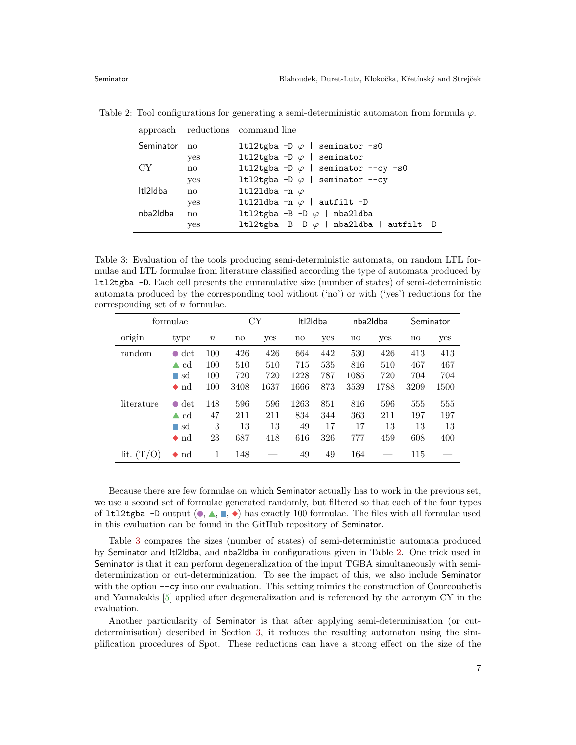Table 2: Tool configurations for generating a semi-deterministic automaton from formula $\varphi$.

| approach | reductions | command line |
|---|---|---|
| Seminator | no | `ltl2tgba -D` $\varphi$ `\| seminator -s0` |
| | yes | `ltl2tgba -D` $\varphi$ `\| seminator` |
| CY | no | `ltl2tgba -D` $\varphi$ `\| seminator --cy -s0` |
| | yes | `ltl2tgba -D` $\varphi$ `\| seminator --cy` |
| ltl2ldba | no | `ltl2ldba -n` $\varphi$ |
| | yes | `ltl2ldba -n` $\varphi$ `\| autfilt -D` |
| nba2ldba | no | `ltl2tgba -B -D` $\varphi$ `\| nba2ldba` |
| | yes | `ltl2tgba -B -D` $\varphi$ `\| nba2ldba \| autfilt -D` |

Table 3: Evaluation of the tools producing semi-deterministic automata, on random LTL formulae and LTL formulae from literature classified according the type of automata produced by `ltl2tgba -D`. Each cell presents the cummulative size (number of states) of semi-deterministic automata produced by the corresponding tool without ('no') or with ('yes') reductions for the corresponding set of $n$ formulae.

| formulae | | | CY | | ltl2ldba | | nba2ldba | | Seminator | |
|---|---|---|---|---|---|---|---|---|---|---|
| origin | type | $n$ | no | yes | no | yes | no | yes | no | yes |
| random | ● det | 100 | 426 | 426 | 664 | 442 | 530 | 426 | 413 | 413 |
| | ▲ cd | 100 | 510 | 510 | 715 | 535 | 816 | 510 | 467 | 467 |
| | ■ sd | 100 | 720 | 720 | 1228 | 787 | 1085 | 720 | 704 | 704 |
| | ◆ nd | 100 | 3408 | 1637 | 1666 | 873 | 3539 | 1788 | 3209 | 1500 |
| literature | ● det | 148 | 596 | 596 | 1263 | 851 | 816 | 596 | 555 | 555 |
| | ▲ cd | 47 | 211 | 211 | 834 | 344 | 363 | 211 | 197 | 197 |
| | ■ sd | 3 | 13 | 13 | 49 | 17 | 17 | 13 | 13 | 13 |
| | ◆ nd | 23 | 687 | 418 | 616 | 326 | 777 | 459 | 608 | 400 |
| lit. (T/O) | ◆ nd | 1 | 148 | — | 49 | 49 | 164 | — | 115 | — |

Because there are few formulae on which Seminator actually has to work in the previous set, we use a second set of formulae generated randomly, but filtered so that each of the four types of `ltl2tgba -D` output (●, ▲, ■, ◆) has exactly 100 formulae. The files with all formulae used in this evaluation can be found in the GitHub repository of Seminator.

Table 3 compares the sizes (number of states) of semi-deterministic automata produced by Seminator and ltl2ldba, and nba2ldba in configurations given in Table 2. One trick used in Seminator is that it can perform degeneralization of the input TGBA simultaneously with semi-determinization or cut-determinization. To see the impact of this, we also include Seminator with the option `--cy` into our evaluation. This setting mimics the construction of Courcoubetis and Yannakakis [5] applied after degeneralization and is referenced by the acronym CY in the evaluation.

Another particularity of Seminator is that after applying semi-determinisation (or cut-determinisation) described in Section 3, it reduces the resulting automaton using the simplification procedures of Spot. These reductions can have a strong effect on the size of the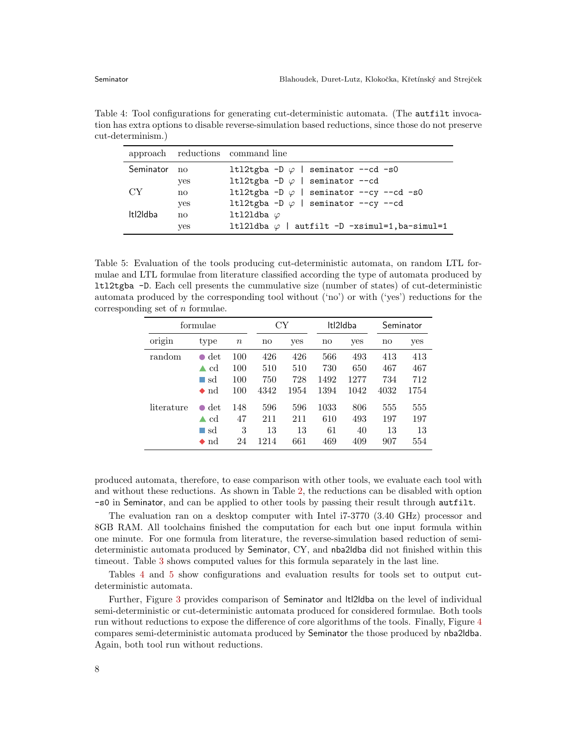Table 4: Tool configurations for generating cut-deterministic automata. (The `autfilt` invocation has extra options to disable reverse-simulation based reductions, since those do not preserve cut-determinism.)

| approach | reductions | command line |
|---|---|---|
| Seminator | no | `ltl2tgba -D` $\varphi$ `\| seminator --cd -s0` |
| | yes | `ltl2tgba -D` $\varphi$ `\| seminator --cd` |
| CY | no | `ltl2tgba -D` $\varphi$ `\| seminator --cy --cd -s0` |
| | yes | `ltl2tgba -D` $\varphi$ `\| seminator --cy --cd` |
| ltl2ldba | no | `ltl2ldba` $\varphi$ |
| | yes | `ltl2ldba` $\varphi$ `\| autfilt -D -xsimul=1,ba-simul=1` |

Table 5: Evaluation of the tools producing cut-deterministic automata, on random LTL formulae and LTL formulae from literature classified according the type of automata produced by `ltl2tgba -D`. Each cell presents the cummulative size (number of states) of cut-deterministic automata produced by the corresponding tool without ('no') or with ('yes') reductions for the corresponding set of $n$ formulae.

| formulae | | | CY | | ltl2ldba | | Seminator | |
|---|---|---|---|---|---|---|---|---|
| origin | type | $n$ | no | yes | no | yes | no | yes |
| random | ● det | 100 | 426 | 426 | 566 | 493 | 413 | 413 |
| | ▲ cd | 100 | 510 | 510 | 730 | 650 | 467 | 467 |
| | ■ sd | 100 | 750 | 728 | 1492 | 1277 | 734 | 712 |
| | ◆ nd | 100 | 4342 | 1954 | 1394 | 1042 | 4032 | 1754 |
| literature | ● det | 148 | 596 | 596 | 1033 | 806 | 555 | 555 |
| | ▲ cd | 47 | 211 | 211 | 610 | 493 | 197 | 197 |
| | ■ sd | 3 | 13 | 13 | 61 | 40 | 13 | 13 |
| | ◆ nd | 24 | 1214 | 661 | 469 | 409 | 907 | 554 |

produced automata, therefore, to ease comparison with other tools, we evaluate each tool with and without these reductions. As shown in Table 2, the reductions can be disabled with option `-s0` in Seminator, and can be applied to other tools by passing their result through `autfilt`.

The evaluation ran on a desktop computer with Intel i7-3770 (3.40 GHz) processor and 8GB RAM. All toolchains finished the computation for each but one input formula within one minute. For one formula from literature, the reverse-simulation based reduction of semi-deterministic automata produced by Seminator, CY, and nba2ldba did not finished within this timeout. Table 3 shows computed values for this formula separately in the last line.

Tables 4 and 5 show configurations and evaluation results for tools set to output cut-deterministic automata.

Further, Figure 3 provides comparison of Seminator and ltl2ldba on the level of individual semi-deterministic or cut-deterministic automata produced for considered formulae. Both tools run without reductions to expose the difference of core algorithms of the tools. Finally, Figure 4 compares semi-deterministic automata produced by Seminator the those produced by nba2ldba. Again, both tool run without reductions.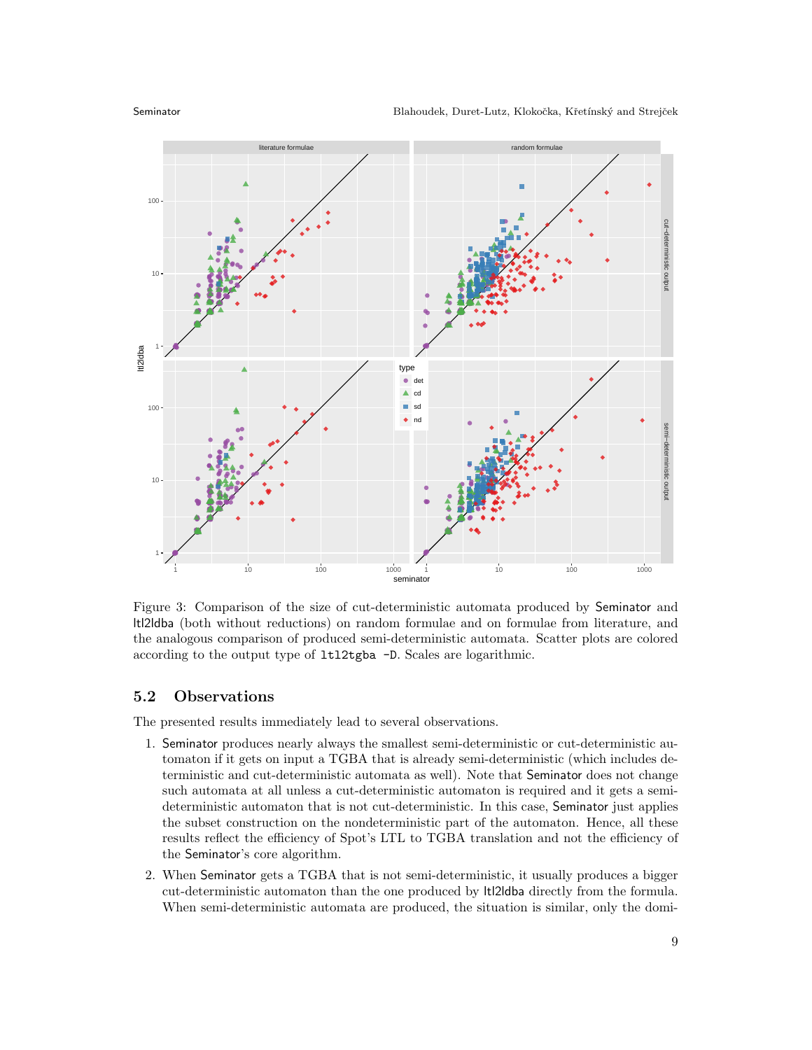Figure 3: Comparison of the size of cut-deterministic automata produced by Seminator and ltl2ldba (both without reductions) on random formulae and on formulae from literature, and the analogous comparison of produced semi-deterministic automata. Scatter plots are colored according to the output type of `ltl2tgba -D`. Scales are logarithmic.

## 5.2 Observations

The presented results immediately lead to several observations.

1. Seminator produces nearly always the smallest semi-deterministic or cut-deterministic automaton if it gets on input a TGBA that is already semi-deterministic (which includes deterministic and cut-deterministic automata as well). Note that Seminator does not change such automata at all unless a cut-deterministic automaton is required and it gets a semi-deterministic automaton that is not cut-deterministic. In this case, Seminator just applies the subset construction on the nondeterministic part of the automaton. Hence, all these results reflect the efficiency of Spot's LTL to TGBA translation and not the efficiency of the Seminator's core algorithm.
2. When Seminator gets a TGBA that is not semi-deterministic, it usually produces a bigger cut-deterministic automaton than the one produced by ltl2ldba directly from the formula. When semi-deterministic automata are produced, the situation is similar, only the domi-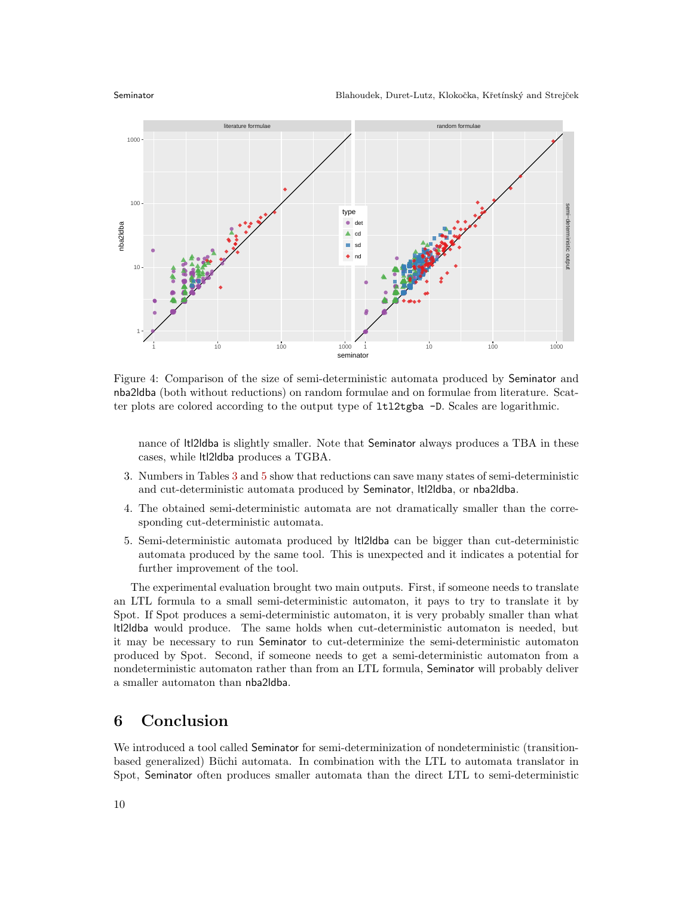Figure 4: Comparison of the size of semi-deterministic automata produced by Seminator and nba2ldba (both without reductions) on random formulae and on formulae from literature. Scatter plots are colored according to the output type of `ltl2tgba -D`. Scales are logarithmic.

nance of ltl2ldba is slightly smaller. Note that Seminator always produces a TBA in these cases, while ltl2ldba produces a TGBA.

3. Numbers in Tables 3 and 5 show that reductions can save many states of semi-deterministic and cut-deterministic automata produced by Seminator, ltl2ldba, or nba2ldba.
4. The obtained semi-deterministic automata are not dramatically smaller than the corresponding cut-deterministic automata.
5. Semi-deterministic automata produced by ltl2ldba can be bigger than cut-deterministic automata produced by the same tool. This is unexpected and it indicates a potential for further improvement of the tool.

The experimental evaluation brought two main outputs. First, if someone needs to translate an LTL formula to a small semi-deterministic automaton, it pays to try to translate it by Spot. If Spot produces a semi-deterministic automaton, it is very probably smaller than what ltl2ldba would produce. The same holds when cut-deterministic automaton is needed, but it may be necessary to run Seminator to cut-determinize the semi-deterministic automaton produced by Spot. Second, if someone needs to get a semi-deterministic automaton from a nondeterministic automaton rather than from an LTL formula, Seminator will probably deliver a smaller automaton than nba2ldba.

# 6 Conclusion

We introduced a tool called Seminator for semi-determinization of nondeterministic (transition-based generalized) Büchi automata. In combination with the LTL to automata translator in Spot, Seminator often produces smaller automata than the direct LTL to semi-deterministic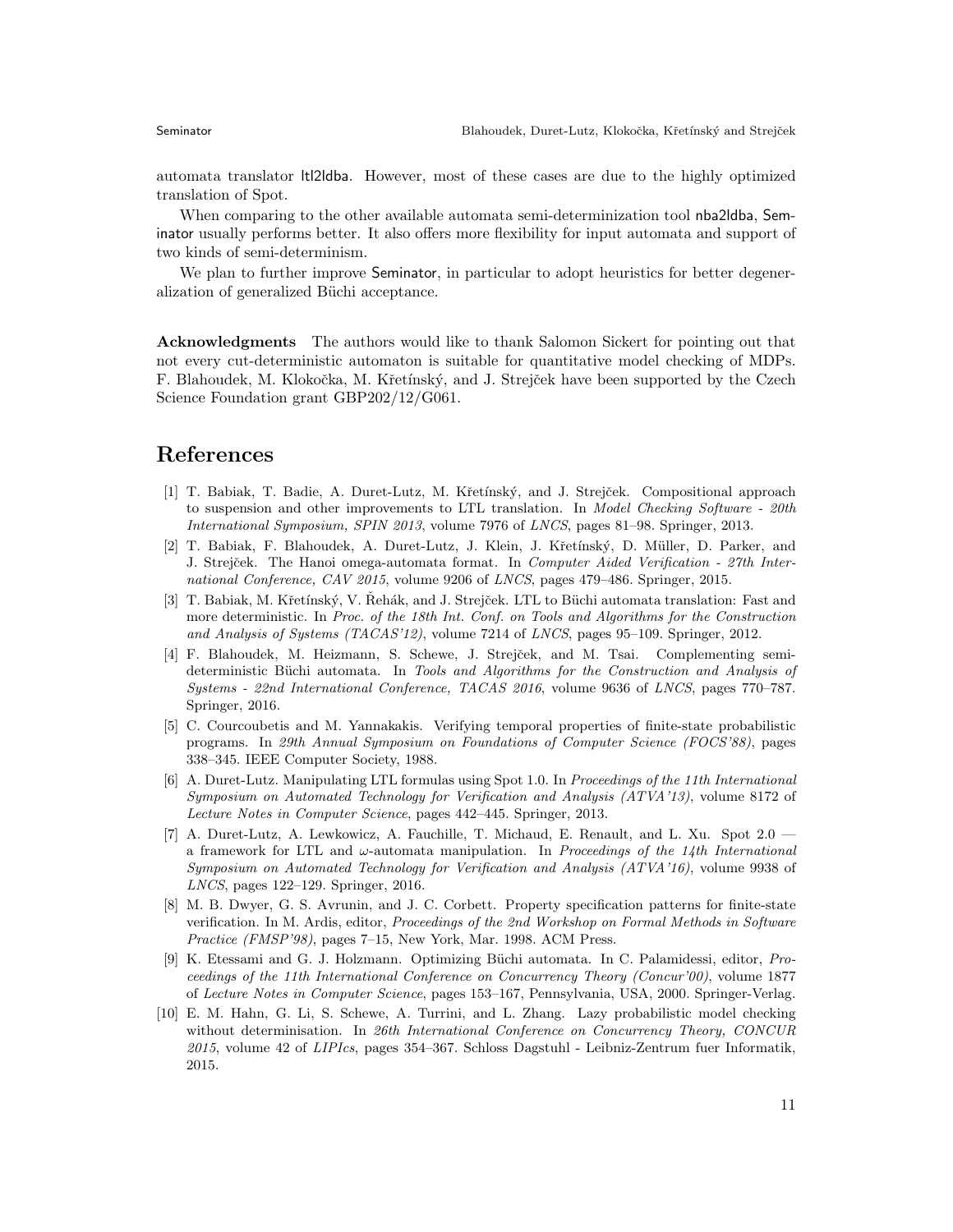automata translator ltl2ldba. However, most of these cases are due to the highly optimized translation of Spot.

When comparing to the other available automata semi-determinization tool nba2ldba, Seminator usually performs better. It also offers more flexibility for input automata and support of two kinds of semi-determinism.

We plan to further improve Seminator, in particular to adopt heuristics for better degeneralization of generalized Büchi acceptance.

**Acknowledgments** The authors would like to thank Salomon Sickert for pointing out that not every cut-deterministic automaton is suitable for quantitative model checking of MDPs. F. Blahoudek, M. Klokočka, M. Křetínský, and J. Strejček have been supported by the Czech Science Foundation grant GBP202/12/G061.

# References

[1] T. Babiak, T. Badie, A. Duret-Lutz, M. Křetínský, and J. Strejček. Compositional approach to suspension and other improvements to LTL translation. In *Model Checking Software - 20th International Symposium, SPIN 2013*, volume 7976 of *LNCS*, pages 81–98. Springer, 2013.

[2] T. Babiak, F. Blahoudek, A. Duret-Lutz, J. Klein, J. Křetínský, D. Müller, D. Parker, and J. Strejček. The Hanoi omega-automata format. In *Computer Aided Verification - 27th International Conference, CAV 2015*, volume 9206 of *LNCS*, pages 479–486. Springer, 2015.

[3] T. Babiak, M. Křetínský, V. Řehák, and J. Strejček. LTL to Büchi automata translation: Fast and more deterministic. In *Proc. of the 18th Int. Conf. on Tools and Algorithms for the Construction and Analysis of Systems (TACAS'12)*, volume 7214 of *LNCS*, pages 95–109. Springer, 2012.

[4] F. Blahoudek, M. Heizmann, S. Schewe, J. Strejček, and M. Tsai. Complementing semi-deterministic Büchi automata. In *Tools and Algorithms for the Construction and Analysis of Systems - 22nd International Conference, TACAS 2016*, volume 9636 of *LNCS*, pages 770–787. Springer, 2016.

[5] C. Courcoubetis and M. Yannakakis. Verifying temporal properties of finite-state probabilistic programs. In *29th Annual Symposium on Foundations of Computer Science (FOCS'88)*, pages 338–345. IEEE Computer Society, 1988.

[6] A. Duret-Lutz. Manipulating LTL formulas using Spot 1.0. In *Proceedings of the 11th International Symposium on Automated Technology for Verification and Analysis (ATVA'13)*, volume 8172 of *Lecture Notes in Computer Science*, pages 442–445. Springer, 2013.

[7] A. Duret-Lutz, A. Lewkowicz, A. Fauchille, T. Michaud, E. Renault, and L. Xu. Spot 2.0 — a framework for LTL and $\omega$-automata manipulation. In *Proceedings of the 14th International Symposium on Automated Technology for Verification and Analysis (ATVA'16)*, volume 9938 of *LNCS*, pages 122–129. Springer, 2016.

[8] M. B. Dwyer, G. S. Avrunin, and J. C. Corbett. Property specification patterns for finite-state verification. In M. Ardis, editor, *Proceedings of the 2nd Workshop on Formal Methods in Software Practice (FMSP'98)*, pages 7–15, New York, Mar. 1998. ACM Press.

[9] K. Etessami and G. J. Holzmann. Optimizing Büchi automata. In C. Palamidessi, editor, *Proceedings of the 11th International Conference on Concurrency Theory (Concur'00)*, volume 1877 of *Lecture Notes in Computer Science*, pages 153–167, Pennsylvania, USA, 2000. Springer-Verlag.

[10] E. M. Hahn, G. Li, S. Schewe, A. Turrini, and L. Zhang. Lazy probabilistic model checking without determinisation. In *26th International Conference on Concurrency Theory, CONCUR 2015*, volume 42 of *LIPIcs*, pages 354–367. Schloss Dagstuhl - Leibniz-Zentrum fuer Informatik, 2015.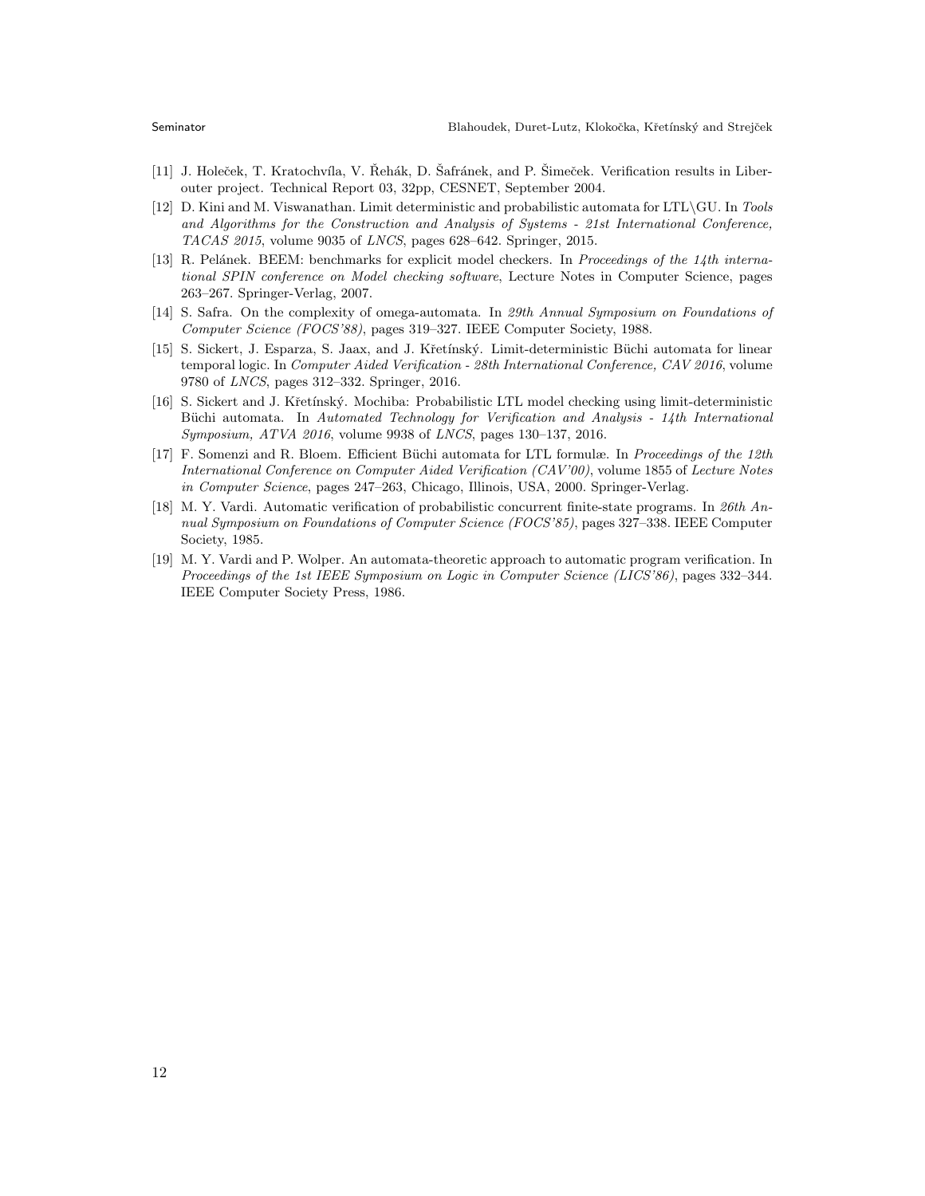[11] J. Holeček, T. Kratochvíla, V. Řehák, D. Šafránek, and P. Šimeček. Verification results in Liberouter project. Technical Report 03, 32pp, CESNET, September 2004.

[12] D. Kini and M. Viswanathan. Limit deterministic and probabilistic automata for LTL$\setminus$GU. In *Tools and Algorithms for the Construction and Analysis of Systems - 21st International Conference, TACAS 2015*, volume 9035 of *LNCS*, pages 628–642. Springer, 2015.

[13] R. Pelánek. BEEM: benchmarks for explicit model checkers. In *Proceedings of the 14th international SPIN conference on Model checking software*, Lecture Notes in Computer Science, pages 263–267. Springer-Verlag, 2007.

[14] S. Safra. On the complexity of omega-automata. In *29th Annual Symposium on Foundations of Computer Science (FOCS'88)*, pages 319–327. IEEE Computer Society, 1988.

[15] S. Sickert, J. Esparza, S. Jaax, and J. Křetínský. Limit-deterministic Büchi automata for linear temporal logic. In *Computer Aided Verification - 28th International Conference, CAV 2016*, volume 9780 of *LNCS*, pages 312–332. Springer, 2016.

[16] S. Sickert and J. Křetínský. Mochiba: Probabilistic LTL model checking using limit-deterministic Büchi automata. In *Automated Technology for Verification and Analysis - 14th International Symposium, ATVA 2016*, volume 9938 of *LNCS*, pages 130–137, 2016.

[17] F. Somenzi and R. Bloem. Efficient Büchi automata for LTL formulæ. In *Proceedings of the 12th International Conference on Computer Aided Verification (CAV'00)*, volume 1855 of *Lecture Notes in Computer Science*, pages 247–263, Chicago, Illinois, USA, 2000. Springer-Verlag.

[18] M. Y. Vardi. Automatic verification of probabilistic concurrent finite-state programs. In *26th Annual Symposium on Foundations of Computer Science (FOCS'85)*, pages 327–338. IEEE Computer Society, 1985.

[19] M. Y. Vardi and P. Wolper. An automata-theoretic approach to automatic program verification. In *Proceedings of the 1st IEEE Symposium on Logic in Computer Science (LICS'86)*, pages 332–344. IEEE Computer Society Press, 1986.